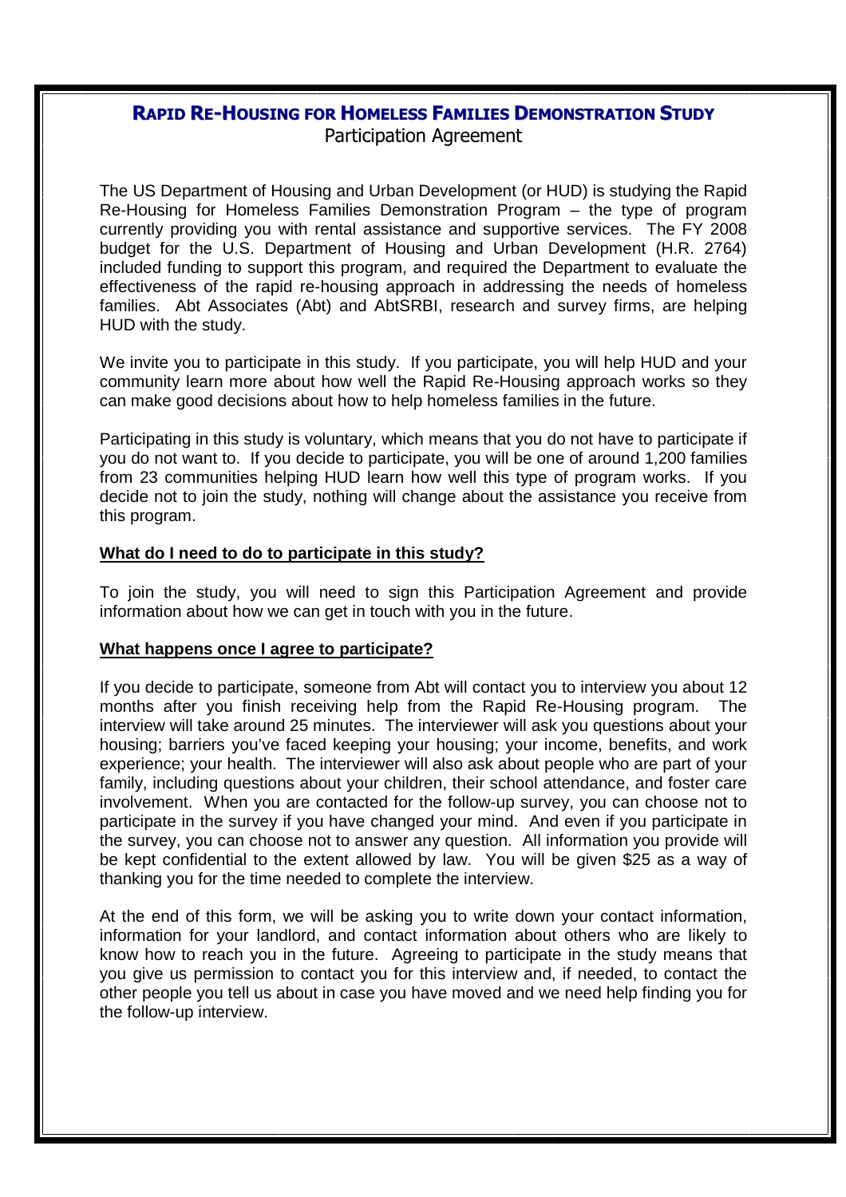# RAPID RE-HOUSING FOR HOMELESS FAMILIES DEMONSTRATION STUDY

Participation Agreement

The US Department of Housing and Urban Development (or HUD) is studying the Rapid Re-Housing for Homeless Families Demonstration Program – the type of program currently providing you with rental assistance and supportive services. The FY 2008 budget for the U.S. Department of Housing and Urban Development (H.R. 2764) included funding to support this program, and required the Department to evaluate the effectiveness of the rapid re-housing approach in addressing the needs of homeless families. Abt Associates (Abt) and AbtSRBI, research and survey firms, are helping HUD with the study.

We invite you to participate in this study. If you participate, you will help HUD and your community learn more about how well the Rapid Re-Housing approach works so they can make good decisions about how to help homeless families in the future.

Participating in this study is voluntary, which means that you do not have to participate if you do not want to. If you decide to participate, you will be one of around 1,200 families from 23 communities helping HUD learn how well this type of program works. If you decide not to join the study, nothing will change about the assistance you receive from this program.

**What do I need to do to participate in this study?**

To join the study, you will need to sign this Participation Agreement and provide information about how we can get in touch with you in the future.

**What happens once I agree to participate?**

If you decide to participate, someone from Abt will contact you to interview you about 12 months after you finish receiving help from the Rapid Re-Housing program. The interview will take around 25 minutes. The interviewer will ask you questions about your housing; barriers you've faced keeping your housing; your income, benefits, and work experience; your health. The interviewer will also ask about people who are part of your family, including questions about your children, their school attendance, and foster care involvement. When you are contacted for the follow-up survey, you can choose not to participate in the survey if you have changed your mind. And even if you participate in the survey, you can choose not to answer any question. All information you provide will be kept confidential to the extent allowed by law. You will be given $25 as a way of thanking you for the time needed to complete the interview.

At the end of this form, we will be asking you to write down your contact information, information for your landlord, and contact information about others who are likely to know how to reach you in the future. Agreeing to participate in the study means that you give us permission to contact you for this interview and, if needed, to contact the other people you tell us about in case you have moved and we need help finding you for the follow-up interview.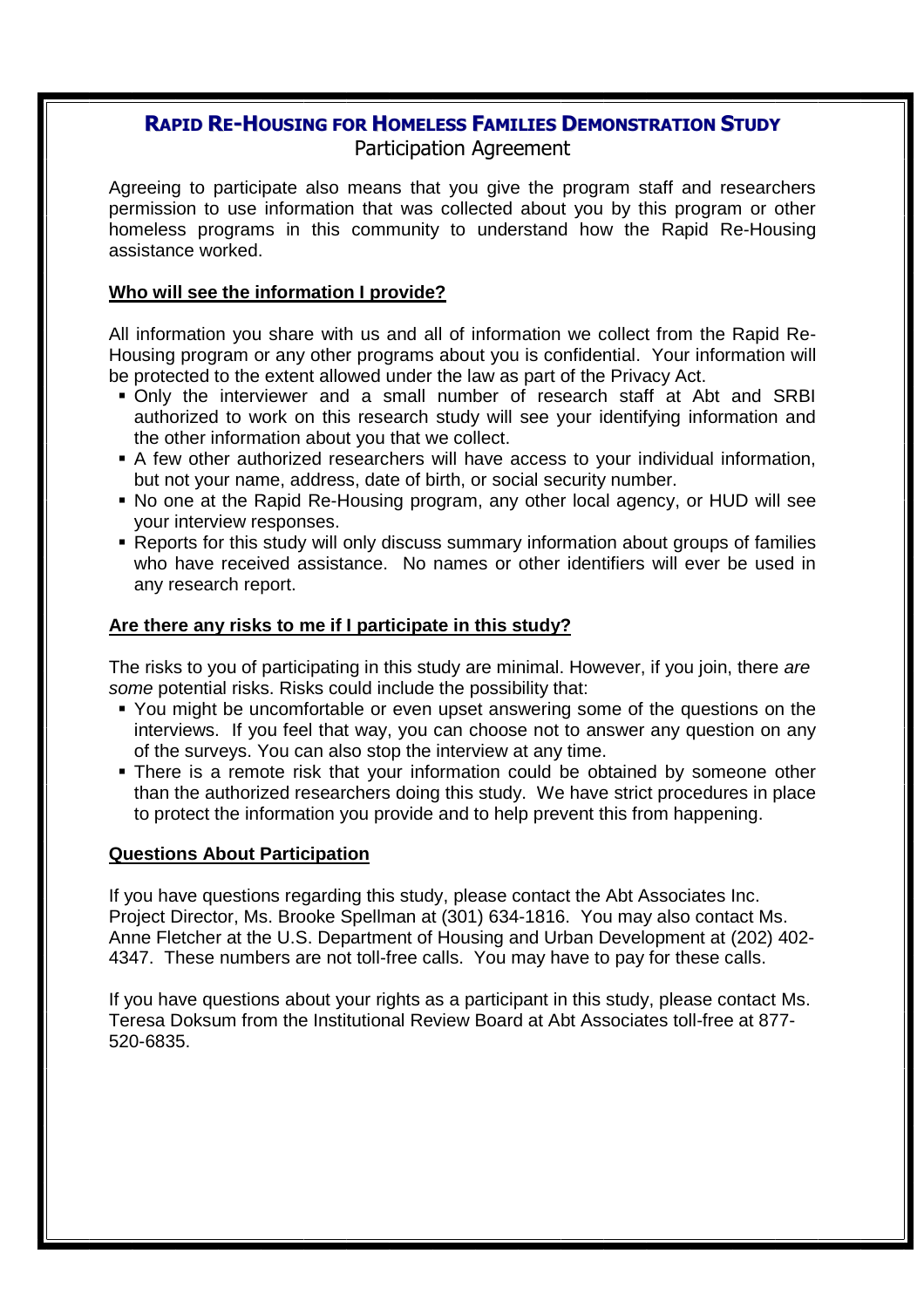## Rapid Re-Housing for Homeless Families Demonstration Study

Participation Agreement

Agreeing to participate also means that you give the program staff and researchers permission to use information that was collected about you by this program or other homeless programs in this community to understand how the Rapid Re-Housing assistance worked.

### Who will see the information I provide?

All information you share with us and all of information we collect from the Rapid Re-Housing program or any other programs about you is confidential. Your information will be protected to the extent allowed under the law as part of the Privacy Act.

- Only the interviewer and a small number of research staff at Abt and SRBI authorized to work on this research study will see your identifying information and the other information about you that we collect.
- A few other authorized researchers will have access to your individual information, but not your name, address, date of birth, or social security number.
- No one at the Rapid Re-Housing program, any other local agency, or HUD will see your interview responses.
- Reports for this study will only discuss summary information about groups of families who have received assistance. No names or other identifiers will ever be used in any research report.

### Are there any risks to me if I participate in this study?

The risks to you of participating in this study are minimal. However, if you join, there *are some* potential risks. Risks could include the possibility that:

- You might be uncomfortable or even upset answering some of the questions on the interviews. If you feel that way, you can choose not to answer any question on any of the surveys. You can also stop the interview at any time.
- There is a remote risk that your information could be obtained by someone other than the authorized researchers doing this study. We have strict procedures in place to protect the information you provide and to help prevent this from happening.

### Questions About Participation

If you have questions regarding this study, please contact the Abt Associates Inc. Project Director, Ms. Brooke Spellman at (301) 634-1816. You may also contact Ms. Anne Fletcher at the U.S. Department of Housing and Urban Development at (202) 402-4347. These numbers are not toll-free calls. You may have to pay for these calls.

If you have questions about your rights as a participant in this study, please contact Ms. Teresa Doksum from the Institutional Review Board at Abt Associates toll-free at 877-520-6835.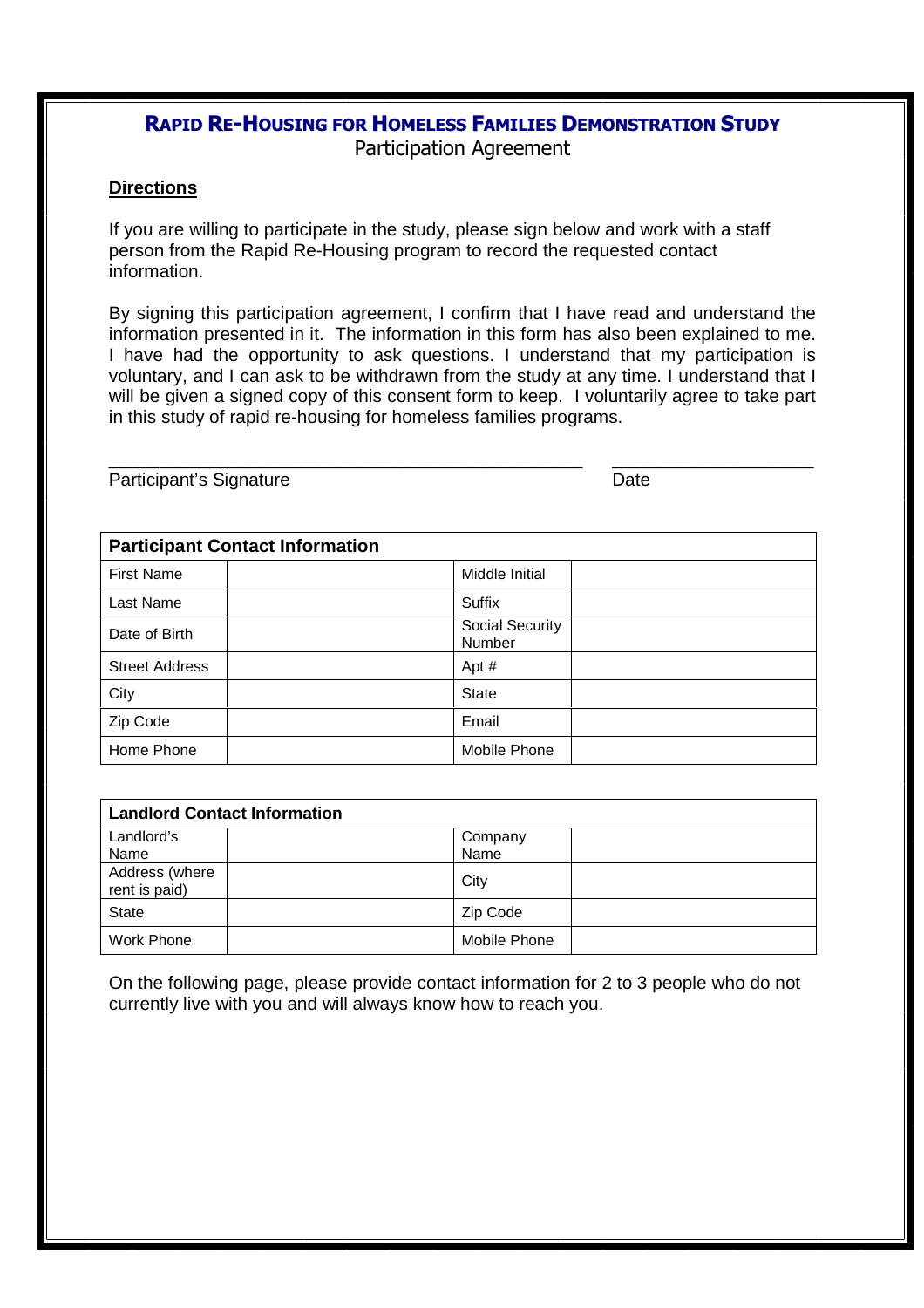## RAPID RE-HOUSING FOR HOMELESS FAMILIES DEMONSTRATION STUDY

Participation Agreement

**Directions**

If you are willing to participate in the study, please sign below and work with a staff person from the Rapid Re-Housing program to record the requested contact information.

By signing this participation agreement, I confirm that I have read and understand the information presented in it. The information in this form has also been explained to me. I have had the opportunity to ask questions. I understand that my participation is voluntary, and I can ask to be withdrawn from the study at any time. I understand that I will be given a signed copy of this consent form to keep. I voluntarily agree to take part in this study of rapid re-housing for homeless families programs.

_________________________________________________ ____________________

Participant's Signature Date

| **Participant Contact Information** | | | |
|---|---|---|---|
| First Name | | Middle Initial | |
| Last Name | | Suffix | |
| Date of Birth | | Social Security Number | |
| Street Address | | Apt # | |
| City | | State | |
| Zip Code | | Email | |
| Home Phone | | Mobile Phone | |

| **Landlord Contact Information** | | | |
|---|---|---|---|
| Landlord's Name | | Company Name | |
| Address (where rent is paid) | | City | |
| State | | Zip Code | |
| Work Phone | | Mobile Phone | |

On the following page, please provide contact information for 2 to 3 people who do not currently live with you and will always know how to reach you.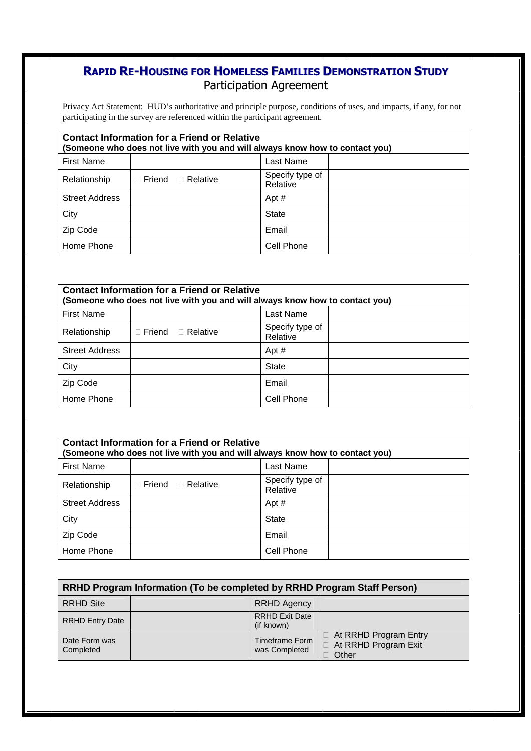## Rapid Re-Housing for Homeless Families Demonstration Study

Participation Agreement

Privacy Act Statement: HUD's authoritative and principle purpose, conditions of uses, and impacts, if any, for not participating in the survey are referenced within the participant agreement.

| **Contact Information for a Friend or Relative** (Someone who does not live with you and will always know how to contact you) | | | |
|---|---|---|---|
| First Name | | Last Name | |
| Relationship | ☐ Friend ☐ Relative | Specify type of Relative | |
| Street Address | | Apt # | |
| City | | State | |
| Zip Code | | Email | |
| Home Phone | | Cell Phone | |

| **Contact Information for a Friend or Relative** (Someone who does not live with you and will always know how to contact you) | | | |
|---|---|---|---|
| First Name | | Last Name | |
| Relationship | ☐ Friend ☐ Relative | Specify type of Relative | |
| Street Address | | Apt # | |
| City | | State | |
| Zip Code | | Email | |
| Home Phone | | Cell Phone | |

| **Contact Information for a Friend or Relative** (Someone who does not live with you and will always know how to contact you) | | | |
|---|---|---|---|
| First Name | | Last Name | |
| Relationship | ☐ Friend ☐ Relative | Specify type of Relative | |
| Street Address | | Apt # | |
| City | | State | |
| Zip Code | | Email | |
| Home Phone | | Cell Phone | |

| **RRHD Program Information (To be completed by RRHD Program Staff Person)** | | | |
|---|---|---|---|
| RRHD Site | | RRHD Agency | |
| RRHD Entry Date | | RRHD Exit Date (if known) | |
| Date Form was Completed | | Timeframe Form was Completed | ☐ At RRHD Program Entry<br>☐ At RRHD Program Exit<br>☐ Other |